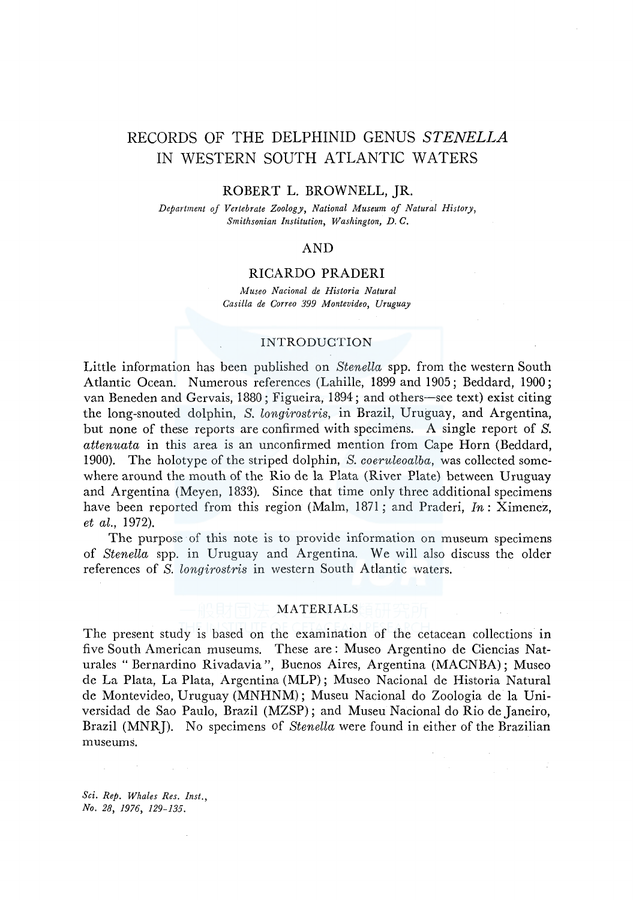# RECORDS OF THE DELPHINID GENUS *STENELLA* IN WESTERN SOUTH ATLANTIC WATERS

ROBERT L. BROWNELL, JR.

*Department of Vertebrate Zoology, National Museum of Natural History, Smithsonian Institution, Washington, D. C.*

AND

RICARDO PRADERI

*Museo Nacional de Historia Natural Casilla de Correo 399 Montevideo, Uruguay*

## INTRODUCTION

Little information has been published on *Stenella* spp. from the western South Atlantic Ocean. Numerous references (Lahille, 1899 and 1905; Beddard, 1900; van Beneden and Gervais, 1880; Figueira, 1894; and others—see text) exist citing the long-snouted dolphin, *S. longirostris*, in Brazil, Uruguay, and Argentina, but none of these reports are confirmed with specimens. A single report of *S. attenuata* in this area is an unconfirmed mention from Cape Horn (Beddard, 1900). The holotype of the striped dolphin, *S. coeruleoalba*, was collected somewhere around the mouth of the Rio de la Plata (River Plate) between Uruguay and Argentina (Meyen, 1833). Since that time only three additional specimens have been reported from this region (Malm, 1871; and Praderi, *In*: Ximenez, *et al.*, 1972).

The purpose of this note is to provide information on museum specimens of *Stenella* spp. in Uruguay and Argentina. We will also discuss the older references of *S. longirostris* in western South Atlantic waters.

## MATERIALS

The present study is based on the examination of the cetacean collections in five South American museums. These are: Museo Argentino de Ciencias Naturales "Bernardino Rivadavia", Buenos Aires, Argentina (MACNBA); Museo de La Plata, La Plata, Argentina (MLP); Museo Nacional de Historia Natural de Montevideo, Uruguay (MNHNM); Museu Nacional do Zoologia de la Universidad de Sao Paulo, Brazil (MZSP); and Museu Nacional do Rio de Janeiro, Brazil (MNRJ). No specimens of *Stenella* were found in either of the Brazilian museums.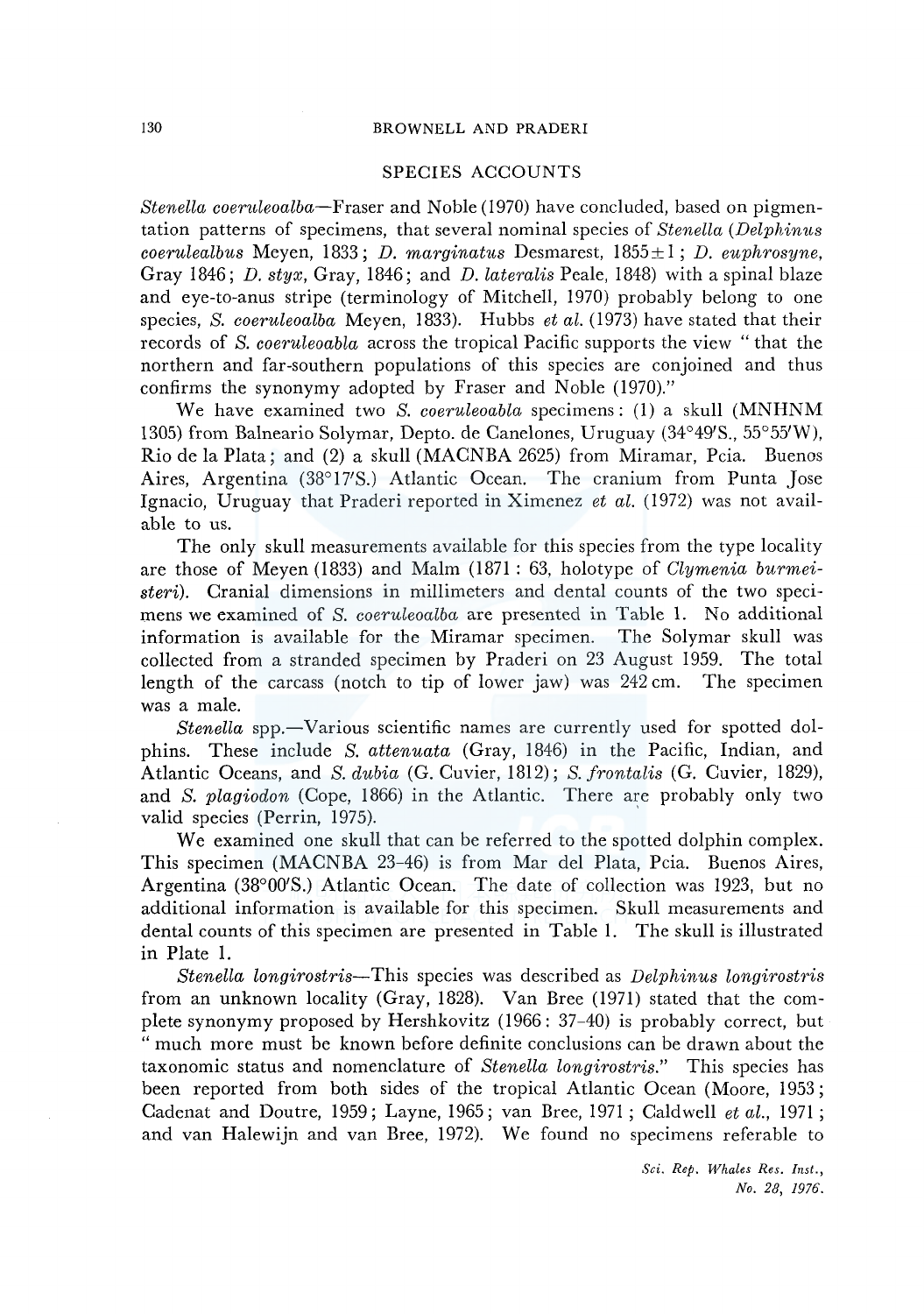## SPECIES ACCOUNTS

*Stenella coeruleoalba*—Fraser and Noble (1970) have concluded, based on pigmentation patterns of specimens, that several nominal species of *Stenella* (*Delphinus coerulealbus* Meyen, 1833; *D. marginatus* Desmarest, 1855±1; *D. euphrosyne*, Gray 1846; *D. styx*, Gray, 1846; and *D. lateralis* Peale, 1848) with a spinal blaze and eye-to-anus stripe (terminology of Mitchell, 1970) probably belong to one species, *S. coeruleoalba* Meyen, 1833). Hubbs *et al.* (1973) have stated that their records of *S. coeruleoabla* across the tropical Pacific supports the view "that the northern and far-southern populations of this species are conjoined and thus confirms the synonymy adopted by Fraser and Noble (1970)."

We have examined two *S. coeruleoabla* specimens: (1) a skull (MNHNM 1305) from Balneario Solymar, Depto. de Canelones, Uruguay (34°49′S., 55°55′W), Rio de la Plata; and (2) a skull (MACNBA 2625) from Miramar, Pcia. Buenos Aires, Argentina (38°17′S.) Atlantic Ocean. The cranium from Punta Jose Ignacio, Uruguay that Praderi reported in Ximenez *et al.* (1972) was not available to us.

The only skull measurements available for this species from the type locality are those of Meyen (1833) and Malm (1871: 63, holotype of *Clymenia burmeisteri*). Cranial dimensions in millimeters and dental counts of the two specimens we examined of *S. coeruleoalba* are presented in Table 1. No additional information is available for the Miramar specimen. The Solymar skull was collected from a stranded specimen by Praderi on 23 August 1959. The total length of the carcass (notch to tip of lower jaw) was 242 cm. The specimen was a male.

*Stenella* spp.—Various scientific names are currently used for spotted dolphins. These include *S. attenuata* (Gray, 1846) in the Pacific, Indian, and Atlantic Oceans, and *S. dubia* (G. Cuvier, 1812); *S. frontalis* (G. Cuvier, 1829), and *S. plagiodon* (Cope, 1866) in the Atlantic. There are probably only two valid species (Perrin, 1975).

We examined one skull that can be referred to the spotted dolphin complex. This specimen (MACNBA 23-46) is from Mar del Plata, Pcia. Buenos Aires, Argentina (38°00′S.) Atlantic Ocean. The date of collection was 1923, but no additional information is available for this specimen. Skull measurements and dental counts of this specimen are presented in Table 1. The skull is illustrated in Plate 1.

*Stenella longirostris*—This species was described as *Delphinus longirostris* from an unknown locality (Gray, 1828). Van Bree (1971) stated that the complete synonymy proposed by Hershkovitz (1966: 37-40) is probably correct, but "much more must be known before definite conclusions can be drawn about the taxonomic status and nomenclature of *Stenella longirostris*." This species has been reported from both sides of the tropical Atlantic Ocean (Moore, 1953; Cadenat and Doutre, 1959; Layne, 1965; van Bree, 1971; Caldwell *et al.*, 1971; and van Halewijn and van Bree, 1972). We found no specimens referable to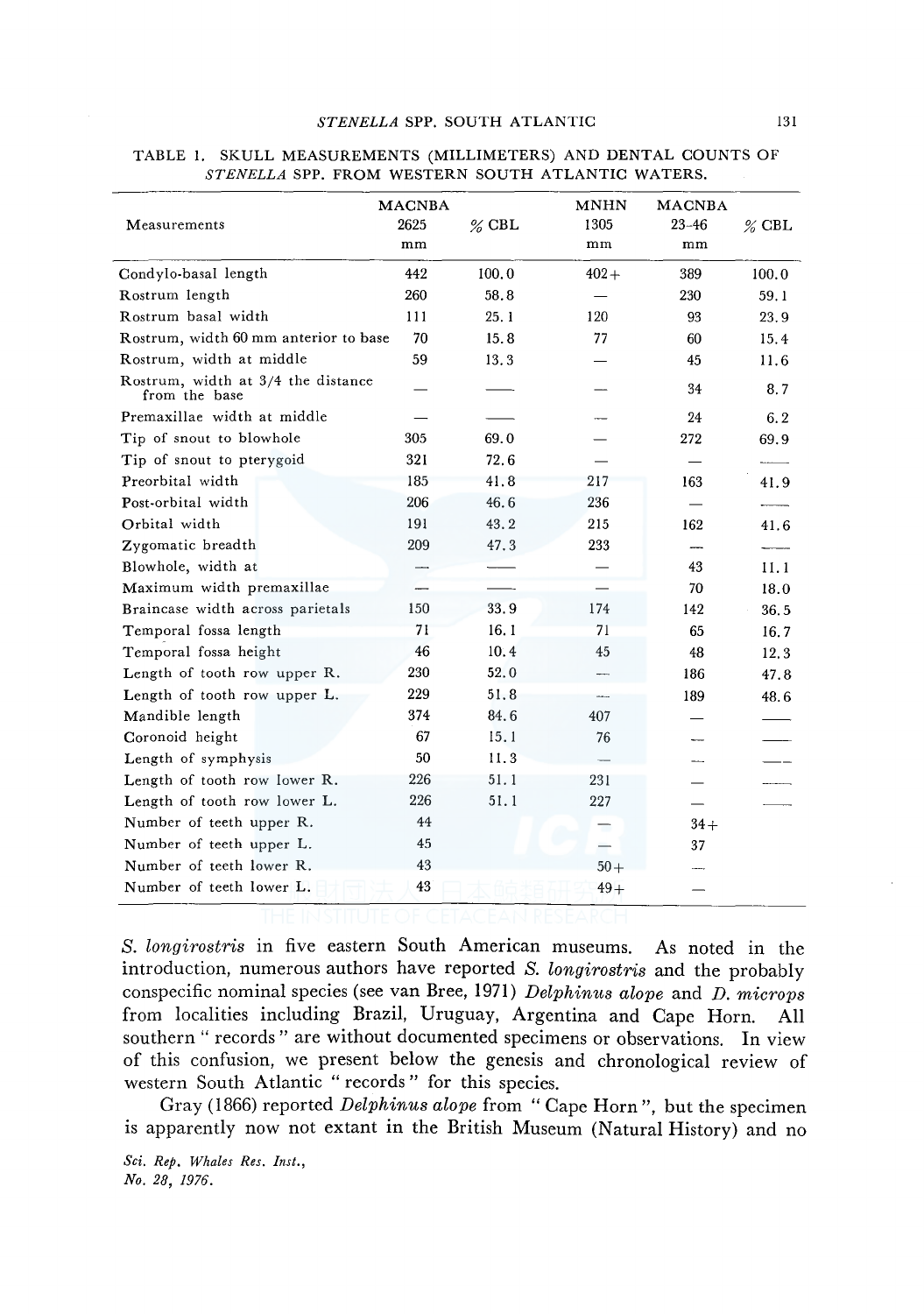TABLE 1. SKULL MEASUREMENTS (MILLIMETERS) AND DENTAL COUNTS OF *STENELLA* SPP. FROM WESTERN SOUTH ATLANTIC WATERS.

| Measurements | MACNBA 2625 mm | % CBL | MNHN 1305 mm | MACNBA 23–46 mm | % CBL |
|---|---|---|---|---|---|
| Condylo-basal length | 442 | 100.0 | 402+ | 389 | 100.0 |
| Rostrum length | 260 | 58.8 | — | 230 | 59.1 |
| Rostrum basal width | 111 | 25.1 | 120 | 93 | 23.9 |
| Rostrum, width 60 mm anterior to base | 70 | 15.8 | 77 | 60 | 15.4 |
| Rostrum, width at middle | 59 | 13.3 | — | 45 | 11.6 |
| Rostrum, width at 3/4 the distance from the base | — | — | — | 34 | 8.7 |
| Premaxillae width at middle | — | — | — | 24 | 6.2 |
| Tip of snout to blowhole | 305 | 69.0 | — | 272 | 69.9 |
| Tip of snout to pterygoid | 321 | 72.6 | — | — | — |
| Preorbital width | 185 | 41.8 | 217 | 163 | 41.9 |
| Post-orbital width | 206 | 46.6 | 236 | — | — |
| Orbital width | 191 | 43.2 | 215 | 162 | 41.6 |
| Zygomatic breadth | 209 | 47.3 | 233 | — | — |
| Blowhole, width at | — | — | — | 43 | 11.1 |
| Maximum width premaxillae | — | — | — | 70 | 18.0 |
| Braincase width across parietals | 150 | 33.9 | 174 | 142 | 36.5 |
| Temporal fossa length | 71 | 16.1 | 71 | 65 | 16.7 |
| Temporal fossa height | 46 | 10.4 | 45 | 48 | 12.3 |
| Length of tooth row upper R. | 230 | 52.0 | — | 186 | 47.8 |
| Length of tooth row upper L. | 229 | 51.8 | — | 189 | 48.6 |
| Mandible length | 374 | 84.6 | 407 | — | — |
| Coronoid height | 67 | 15.1 | 76 | — | — |
| Length of symphysis | 50 | 11.3 | — | — | — |
| Length of tooth row lower R. | 226 | 51.1 | 231 | — | — |
| Length of tooth row lower L. | 226 | 51.1 | 227 | — | — |
| Number of teeth upper R. | 44 | | — | 34+ | |
| Number of teeth upper L. | 45 | | — | 37 | |
| Number of teeth lower R. | 43 | | 50+ | — | |
| Number of teeth lower L. | 43 | | 49+ | — | |

*S. longirostris* in five eastern South American museums. As noted in the introduction, numerous authors have reported *S. longirostris* and the probably conspecific nominal species (see van Bree, 1971) *Delphinus alope* and *D. microps* from localities including Brazil, Uruguay, Argentina and Cape Horn. All southern "records" are without documented specimens or observations. In view of this confusion, we present below the genesis and chronological review of western South Atlantic "records" for this species.

Gray (1866) reported *Delphinus alope* from "Cape Horn", but the specimen is apparently now not extant in the British Museum (Natural History) and no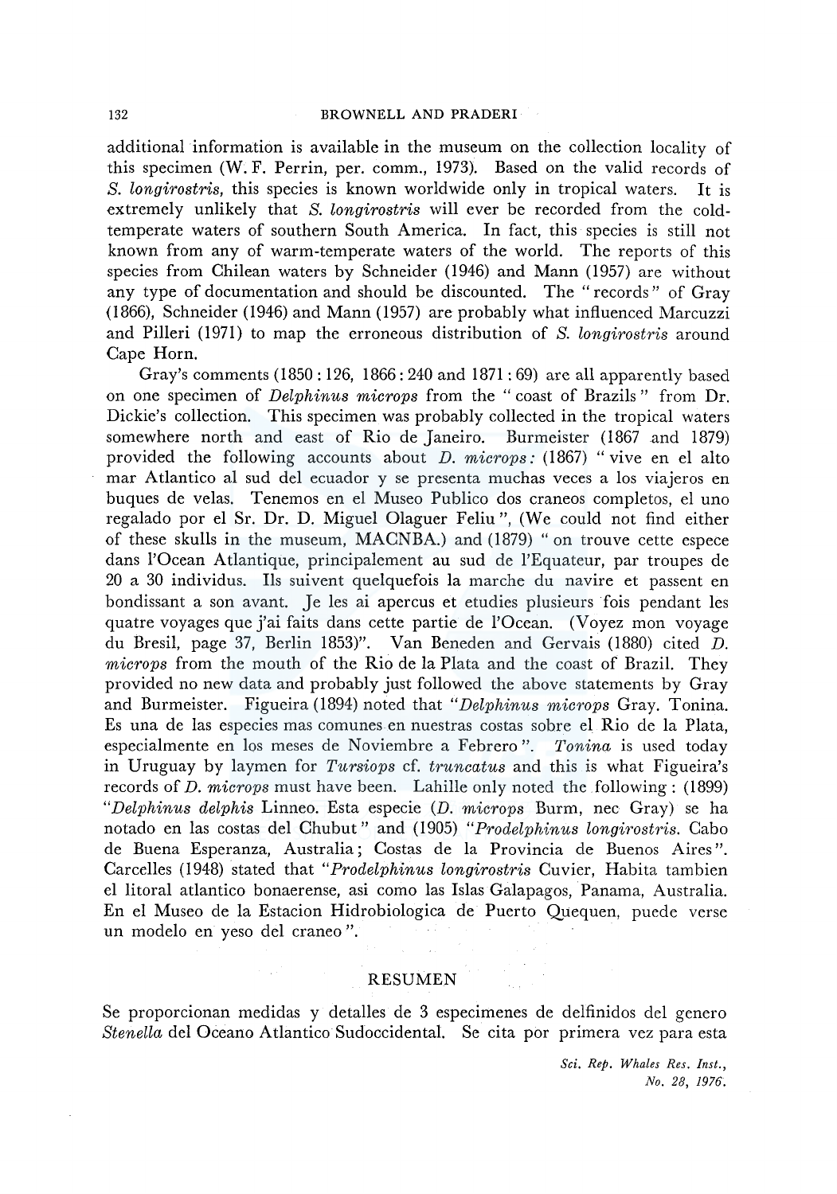additional information is available in the museum on the collection locality of this specimen (W. F. Perrin, per. comm., 1973). Based on the valid records of *S. longirostris*, this species is known worldwide only in tropical waters. It is extremely unlikely that *S. longirostris* will ever be recorded from the cold-temperate waters of southern South America. In fact, this species is still not known from any of warm-temperate waters of the world. The reports of this species from Chilean waters by Schneider (1946) and Mann (1957) are without any type of documentation and should be discounted. The "records" of Gray (1866), Schneider (1946) and Mann (1957) are probably what influenced Marcuzzi and Pilleri (1971) to map the erroneous distribution of *S. longirostris* around Cape Horn.

Gray's comments (1850 : 126, 1866 : 240 and 1871 : 69) are all apparently based on one specimen of *Delphinus microps* from the "coast of Brazils" from Dr. Dickie's collection. This specimen was probably collected in the tropical waters somewhere north and east of Rio de Janeiro. Burmeister (1867 and 1879) provided the following accounts about *D. microps:* (1867) "vive en el alto mar Atlantico al sud del ecuador y se presenta muchas veces a los viajeros en buques de velas. Tenemos en el Museo Publico dos craneos completos, el uno regalado por el Sr. Dr. D. Miguel Olaguer Feliu", (We could not find either of these skulls in the museum, MACNBA.) and (1879) "on trouve cette espece dans l'Ocean Atlantique, principalement au sud de l'Equateur, par troupes de 20 a 30 individus. Ils suivent quelquefois la marche du navire et passent en bondissant a son avant. Je les ai apercus et etudies plusieurs fois pendant les quatre voyages que j'ai faits dans cette partie de l'Ocean. (Voyez mon voyage du Bresil, page 37, Berlin 1853)". Van Beneden and Gervais (1880) cited *D. microps* from the mouth of the Rio de la Plata and the coast of Brazil. They provided no new data and probably just followed the above statements by Gray and Burmeister. Figueira (1894) noted that "*Delphinus microps* Gray. Tonina. Es una de las especies mas comunes en nuestras costas sobre el Rio de la Plata, especialmente en los meses de Noviembre a Febrero". *Tonina* is used today in Uruguay by laymen for *Tursiops* cf. *truncatus* and this is what Figueira's records of *D. microps* must have been. Lahille only noted the following : (1899) "*Delphinus delphis* Linneo. Esta especie (*D. microps* Burm, nec Gray) se ha notado en las costas del Chubut" and (1905) "*Prodelphinus longirostris*. Cabo de Buena Esperanza, Australia; Costas de la Provincia de Buenos Aires". Carcelles (1948) stated that "*Prodelphinus longirostris* Cuvier, Habita tambien el litoral atlantico bonaerense, asi como las Islas Galapagos, Panama, Australia. En el Museo de la Estacion Hidrobiologica de Puerto Quequen, puede verse un modelo en yeso del craneo".

## RESUMEN

Se proporcionan medidas y detalles de 3 especimenes de delfinidos del genero *Stenella* del Oceano Atlantico Sudoccidental. Se cita por primera vez para esta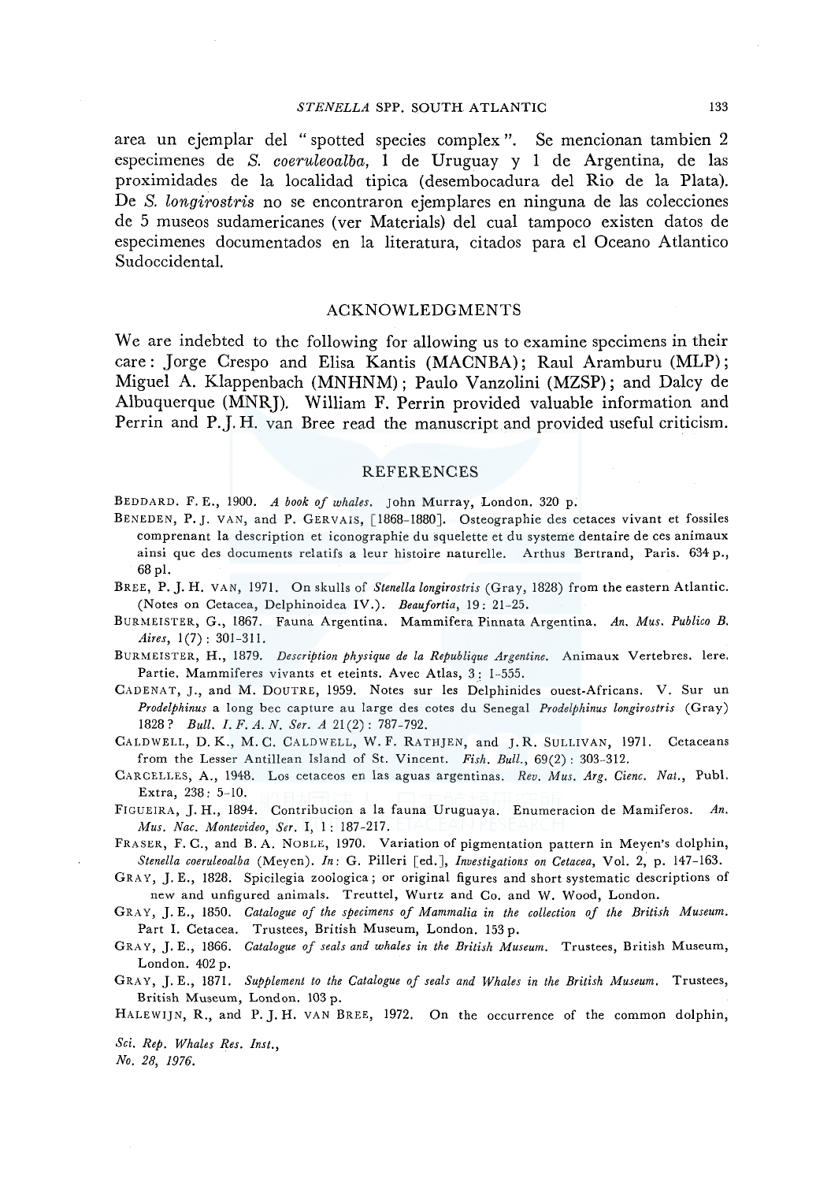area un ejemplar del "spotted species complex". Se mencionan tambien 2 especimenes de *S. coeruleoalba*, 1 de Uruguay y 1 de Argentina, de las proximidades de la localidad tipica (desembocadura del Rio de la Plata). De *S. longirostris* no se encontraron ejemplares en ninguna de las colecciones de 5 museos sudamericanes (ver Materials) del cual tampoco existen datos de especimenes documentados en la literatura, citados para el Oceano Atlantico Sudoccidental.

## ACKNOWLEDGMENTS

We are indebted to the following for allowing us to examine specimens in their care: Jorge Crespo and Elisa Kantis (MACNBA); Raul Aramburu (MLP); Miguel A. Klappenbach (MNHNM); Paulo Vanzolini (MZSP); and Dalcy de Albuquerque (MNRJ). William F. Perrin provided valuable information and Perrin and P.J.H. van Bree read the manuscript and provided useful criticism.

## REFERENCES

BEDDARD. F. E., 1900. *A book of whales.* John Murray, London. 320 p.

BENEDEN, P. J. VAN, and P. GERVAIS, [1868–1880]. Osteographie des cetaces vivant et fossiles comprenant la description et iconographie du squelette et du systeme dentaire de ces animaux ainsi que des documents relatifs a leur histoire naturelle. Arthus Bertrand, Paris. 634 p., 68 pl.

BREE, P. J. H. VAN, 1971. On skulls of *Stenella longirostris* (Gray, 1828) from the eastern Atlantic. (Notes on Cetacea, Delphinoidea IV.). *Beaufortia*, 19: 21–25.

BURMEISTER, G., 1867. Fauna Argentina. Mammifera Pinnata Argentina. *An. Mus. Publico B. Aires*, 1(7): 301–311.

BURMEISTER, H., 1879. *Description physique de la Republique Argentine.* Animaux Vertebres. lere. Partie. Mammiferes vivants et eteints. Avec Atlas, 3: 1–555.

CADENAT, J., and M. DOUTRE, 1959. Notes sur les Delphinides ouest-Africans. V. Sur un *Prodelphinus* a long bec capture au large des cotes du Senegal *Prodelphinus longirostris* (Gray) 1828? *Bull. I. F. A. N. Ser. A* 21(2): 787–792.

CALDWELL, D. K., M. C. CALDWELL, W. F. RATHJEN, and J. R. SULLIVAN, 1971. Cetaceans from the Lesser Antillean Island of St. Vincent. *Fish. Bull.*, 69(2): 303–312.

CARCELLES, A., 1948. Los cetaceos en las aguas argentinas. *Rev. Mus. Arg. Cienc. Nat.*, Publ. Extra, 238: 5–10.

FIGUEIRA, J. H., 1894. Contribucion a la fauna Uruguaya. Enumeracion de Mamiferos. *An. Mus. Nac. Montevideo, Ser.* I, 1: 187–217.

FRASER, F. C., and B. A. NOBLE, 1970. Variation of pigmentation pattern in Meyen's dolphin, *Stenella coeruleoalba* (Meyen). *In*: G. Pilleri [ed.], *Investigations on Cetacea*, Vol. 2, p. 147–163.

GRAY, J. E., 1828. Spicilegia zoologica; or original figures and short systematic descriptions of new and unfigured animals. Treuttel, Wurtz and Co. and W. Wood, London.

GRAY, J. E., 1850. *Catalogue of the specimens of Mammalia in the collection of the British Museum.* Part I. Cetacea. Trustees, British Museum, London. 153 p.

GRAY, J. E., 1866. *Catalogue of seals and whales in the British Museum.* Trustees, British Museum, London. 402 p.

GRAY, J. E., 1871. *Supplement to the Catalogue of seals and Whales in the British Museum.* Trustees, British Museum, London. 103 p.

HALEWIJN, R., and P. J. H. VAN BREE, 1972. On the occurrence of the common dolphin,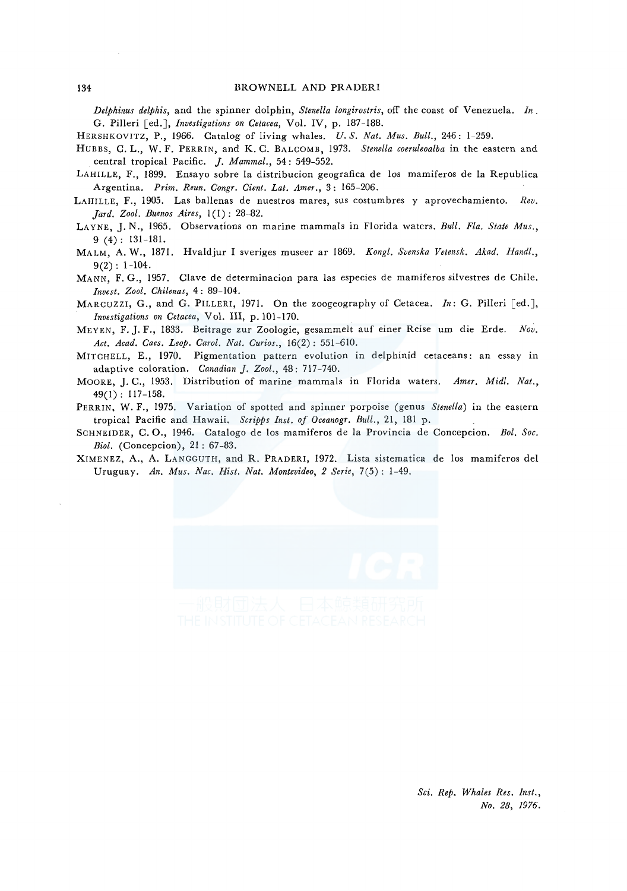*Delphinus delphis*, and the spinner dolphin, *Stenella longirostris*, off the coast of Venezuela. *In*. G. Pilleri [ed.], *Investigations on Cetacea*, Vol. IV, p. 187-188.

HERSHKOVITZ, P., 1966. Catalog of living whales. *U.S. Nat. Mus. Bull.*, 246: 1-259.

HUBBS, C. L., W. F. PERRIN, and K. C. BALCOMB, 1973. *Stenella coeruleoalba* in the eastern and central tropical Pacific. *J. Mammal.*, 54: 549-552.

LAHILLE, F., 1899. Ensayo sobre la distribucion geografica de los mamiferos de la Republica Argentina. *Prim. Reun. Congr. Cient. Lat. Amer.*, 3: 165-206.

LAHILLE, F., 1905. Las ballenas de nuestros mares, sus costumbres y aprovechamiento. *Rev. Jard. Zool. Buenos Aires*, 1(1): 28-82.

LAYNE, J. N., 1965. Observations on marine mammals in Florida waters. *Bull. Fla. State Mus.*, 9 (4): 131-181.

MALM, A. W., 1871. Hvaldjur I sveriges museer ar 1869. *Kongl. Svenska Vetensk. Akad. Handl.*, 9(2): 1-104.

MANN, F. G., 1957. Clave de determinacion para las especies de mamiferos silvestres de Chile. *Invest. Zool. Chilenas*, 4: 89-104.

MARCUZZI, G., and G. PILLERI, 1971. On the zoogeography of Cetacea. *In*: G. Pilleri [ed.], *Investigations on Cetacea*, Vol. III, p. 101-170.

MEYEN, F. J. F., 1833. Beitrage zur Zoologie, gesammelt auf einer Reise um die Erde. *Nov. Act. Acad. Caes. Leop. Carol. Nat. Curios.*, 16(2): 551-610.

MITCHELL, E., 1970. Pigmentation pattern evolution in delphinid cetaceans: an essay in adaptive coloration. *Canadian J. Zool.*, 48: 717-740.

MOORE, J. C., 1953. Distribution of marine mammals in Florida waters. *Amer. Midl. Nat.*, 49(1): 117-158.

PERRIN, W. F., 1975. Variation of spotted and spinner porpoise (genus *Stenella*) in the eastern tropical Pacific and Hawaii. *Scripps Inst. of Oceanogr. Bull.*, 21, 181 p.

SCHNEIDER, C. O., 1946. Catalogo de los mamiferos de la Provincia de Concepcion. *Bol. Soc. Biol.* (Concepcion), 21: 67-83.

XIMENEZ, A., A. LANGGUTH, and R. PRADERI, 1972. Lista sistematica de los mamiferos del Uruguay. *An. Mus. Nac. Hist. Nat. Montevideo, 2 Serie*, 7(5): 1-49.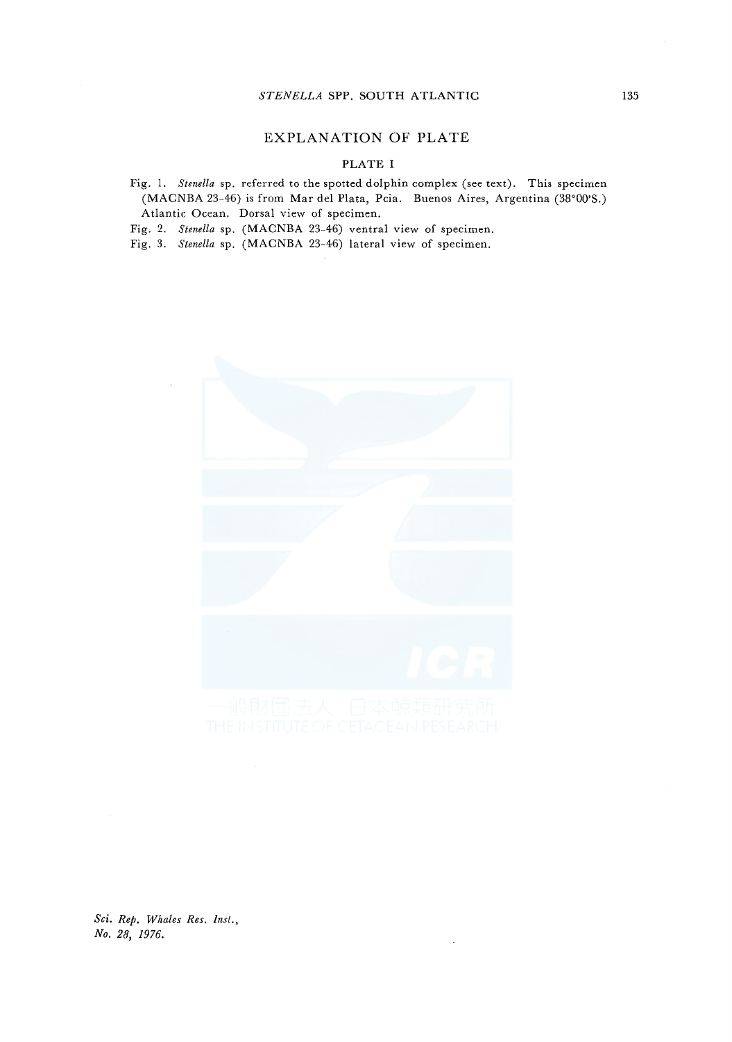# EXPLANATION OF PLATE

## PLATE I

Fig. 1. *Stenella* sp. referred to the spotted dolphin complex (see text). This specimen (MACNBA 23-46) is from Mar del Plata, Pcia. Buenos Aires, Argentina (38°00'S.) Atlantic Ocean. Dorsal view of specimen.

Fig. 2. *Stenella* sp. (MACNBA 23-46) ventral view of specimen.

Fig. 3. *Stenella* sp. (MACNBA 23-46) lateral view of specimen.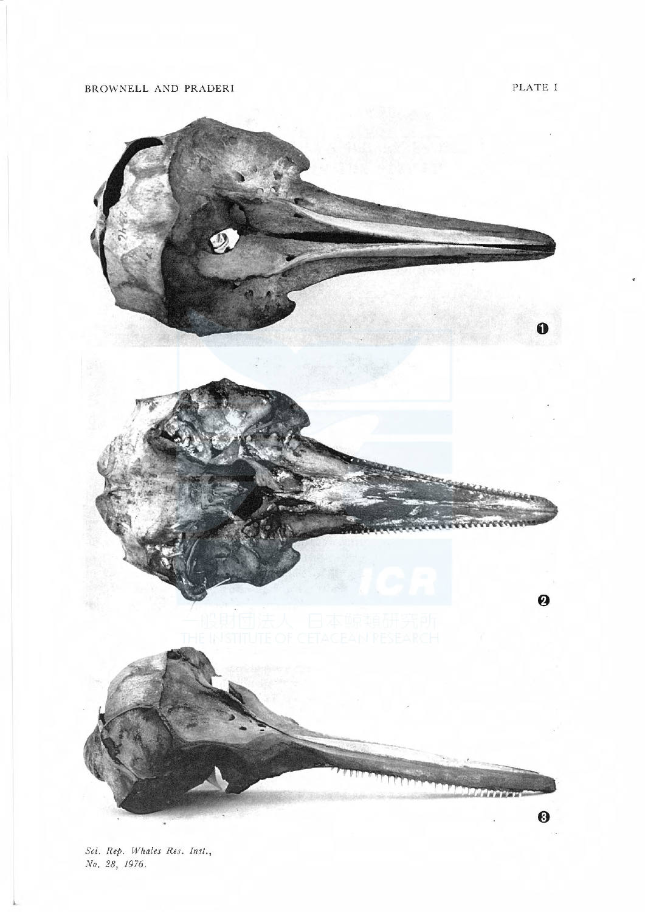PLATE I